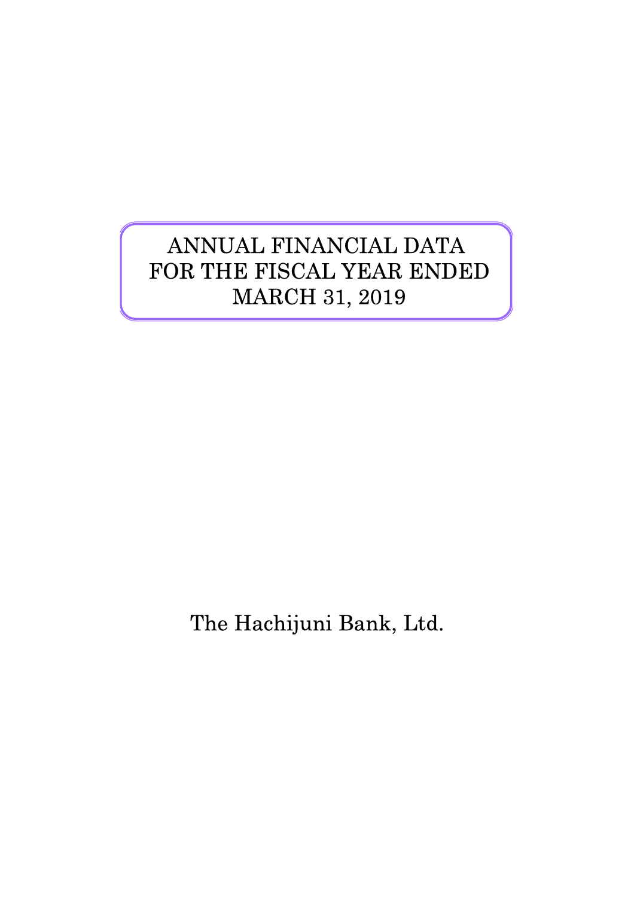# ANNUAL FINANCIAL DATA FOR THE FISCAL YEAR ENDED MARCH 31, 2019

The Hachijuni Bank, Ltd.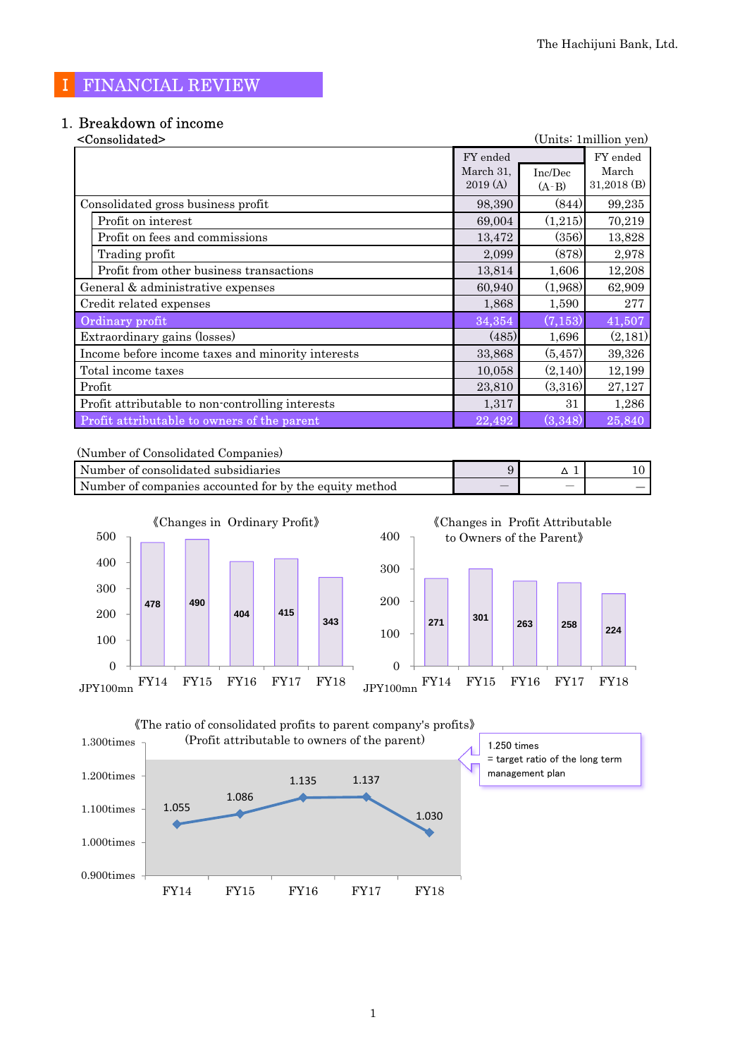# I FINANCIAL REVIEW

## 1. Breakdown of income

<Consolidated>

(Units: 1million yen)

| | FY ended March 31, 2019 (A) | Inc/Dec (A-B) | FY ended March 31,2018 (B) |
|---|---|---|---|
| Consolidated gross business profit | 98,390 | (844) | 99,235 |
| Profit on interest | 69,004 | (1,215) | 70,219 |
| Profit on fees and commissions | 13,472 | (356) | 13,828 |
| Trading profit | 2,099 | (878) | 2,978 |
| Profit from other business transactions | 13,814 | 1,606 | 12,208 |
| General & administrative expenses | 60,940 | (1,968) | 62,909 |
| Credit related expenses | 1,868 | 1,590 | 277 |
| Ordinary profit | 34,354 | (7,153) | 41,507 |
| Extraordinary gains (losses) | (485) | 1,696 | (2,181) |
| Income before income taxes and minority interests | 33,868 | (5,457) | 39,326 |
| Total income taxes | 10,058 | (2,140) | 12,199 |
| Profit | 23,810 | (3,316) | 27,127 |
| Profit attributable to non-controlling interests | 1,317 | 31 | 1,286 |
| Profit attributable to owners of the parent | 22,492 | (3,348) | 25,840 |

(Number of Consolidated Companies)

| | FY ended March 31, 2019 (A) | Inc/Dec (A-B) | FY ended March 31,2018 (B) |
|---|---|---|---|
| Number of consolidated subsidiaries | 9 | △ 1 | 10 |
| Number of companies accounted for by the equity method | — | — | — |

《Changes in Ordinary Profit》 (JPY100mn)

| FY14 | FY15 | FY16 | FY17 | FY18 |
|---|---|---|---|---|
| 478 | 490 | 404 | 415 | 343 |

《Changes in Profit Attributable to Owners of the Parent》 (JPY100mn)

| FY14 | FY15 | FY16 | FY17 | FY18 |
|---|---|---|---|---|
| 271 | 301 | 263 | 258 | 224 |

《The ratio of consolidated profits to parent company's profits》
(Profit attributable to owners of the parent)

| FY14 | FY15 | FY16 | FY17 | FY18 |
|---|---|---|---|---|
| 1.055 | 1.086 | 1.135 | 1.137 | 1.030 |

1.250 times = target ratio of the long term management plan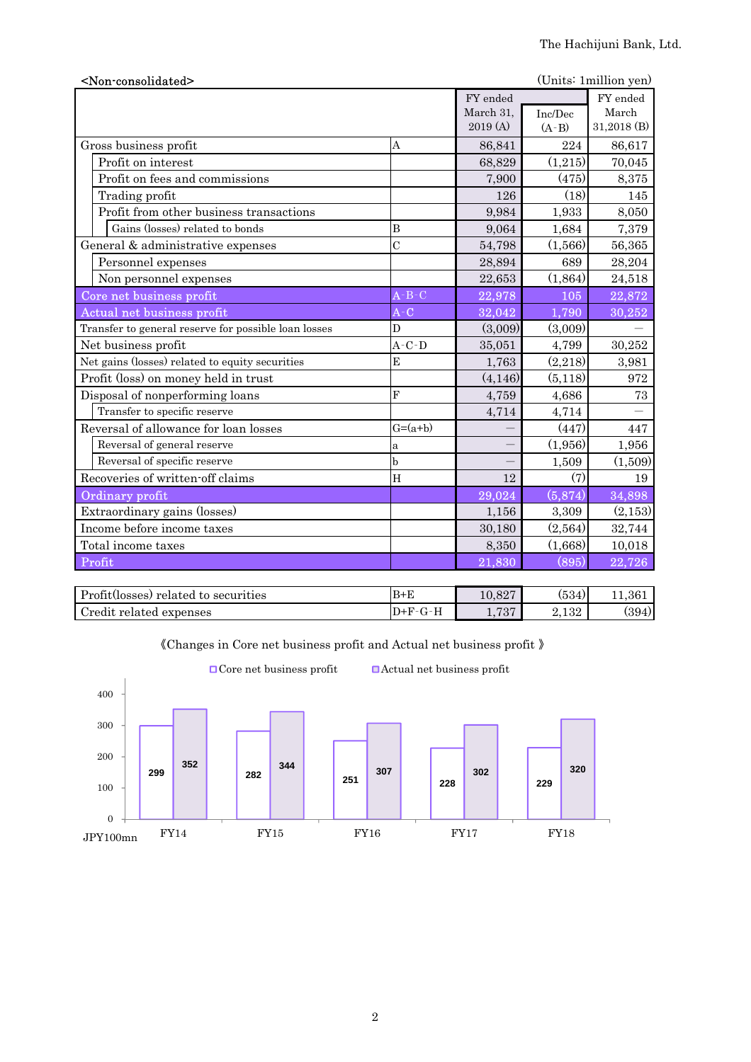**<Non-consolidated>** (Units: 1million yen)

| | | FY ended March 31, 2019 (A) | Inc/Dec (A-B) | FY ended March 31,2018 (B) |
|---|---|---|---|---|
| Gross business profit | A | 86,841 | 224 | 86,617 |
| Profit on interest | | 68,829 | (1,215) | 70,045 |
| Profit on fees and commissions | | 7,900 | (475) | 8,375 |
| Trading profit | | 126 | (18) | 145 |
| Profit from other business transactions | | 9,984 | 1,933 | 8,050 |
| Gains (losses) related to bonds | B | 9,064 | 1,684 | 7,379 |
| General & administrative expenses | C | 54,798 | (1,566) | 56,365 |
| Personnel expenses | | 28,894 | 689 | 28,204 |
| Non personnel expenses | | 22,653 | (1,864) | 24,518 |
| Core net business profit | A-B-C | 22,978 | 105 | 22,872 |
| Actual net business profit | A-C | 32,042 | 1,790 | 30,252 |
| Transfer to general reserve for possible loan losses | D | (3,009) | (3,009) | — |
| Net business profit | A-C-D | 35,051 | 4,799 | 30,252 |
| Net gains (losses) related to equity securities | E | 1,763 | (2,218) | 3,981 |
| Profit (loss) on money held in trust | | (4,146) | (5,118) | 972 |
| Disposal of nonperforming loans | F | 4,759 | 4,686 | 73 |
| Transfer to specific reserve | | 4,714 | 4,714 | — |
| Reversal of allowance for loan losses | G=(a+b) | — | (447) | 447 |
| Reversal of general reserve | a | — | (1,956) | 1,956 |
| Reversal of specific reserve | b | — | 1,509 | (1,509) |
| Recoveries of written-off claims | H | 12 | (7) | 19 |
| Ordinary profit | | 29,024 | (5,874) | 34,898 |
| Extraordinary gains (losses) | | 1,156 | 3,309 | (2,153) |
| Income before income taxes | | 30,180 | (2,564) | 32,744 |
| Total income taxes | | 8,350 | (1,668) | 10,018 |
| Profit | | 21,830 | (895) | 22,726 |

| | | | | |
|---|---|---|---|---|
| Profit(losses) related to securities | B+E | 10,827 | (534) | 11,361 |
| Credit related expenses | D+F-G-H | 1,737 | 2,132 | (394) |

《Changes in Core net business profit and Actual net business profit 》

| JPY100mn | FY14 | FY15 | FY16 | FY17 | FY18 |
|---|---|---|---|---|---|
| Core net business profit | 299 | 282 | 251 | 228 | 229 |
| Actual net business profit | 352 | 344 | 307 | 302 | 320 |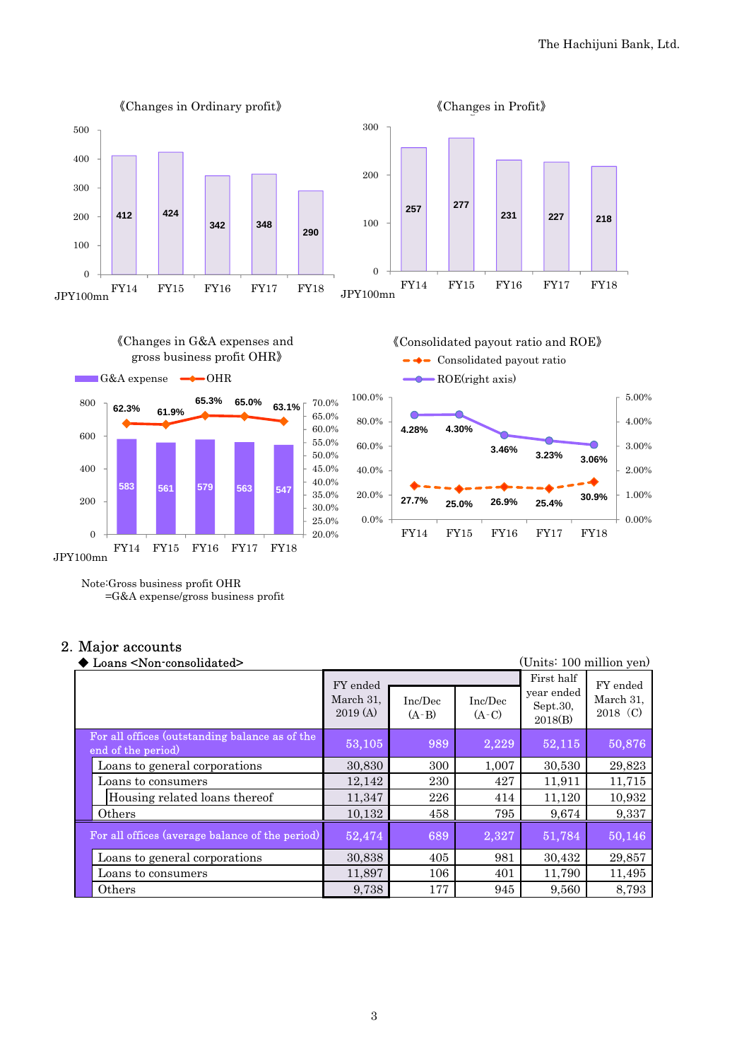《Changes in Ordinary profit》

| JPY100mn | FY14 | FY15 | FY16 | FY17 | FY18 |
|---|---|---|---|---|---|
| Ordinary profit | 412 | 424 | 342 | 348 | 290 |

《Changes in Profit》

| JPY100mn | FY14 | FY15 | FY16 | FY17 | FY18 |
|---|---|---|---|---|---|
| Profit | 257 | 277 | 231 | 227 | 218 |

《Changes in G&A expenses and gross business profit OHR》

| JPY100mn | FY14 | FY15 | FY16 | FY17 | FY18 |
|---|---|---|---|---|---|
| G&A expense | 583 | 561 | 579 | 563 | 547 |
| OHR | 62.3% | 61.9% | 65.3% | 65.0% | 63.1% |

Note:Gross business profit OHR
=G&A expense/gross business profit

《Consolidated payout ratio and ROE》

| | FY14 | FY15 | FY16 | FY17 | FY18 |
|---|---|---|---|---|---|
| Consolidated payout ratio | 27.7% | 25.0% | 26.9% | 25.4% | 30.9% |
| ROE(right axis) | 4.28% | 4.30% | 3.46% | 3.23% | 3.06% |

## 2. Major accounts

◆ Loans <Non-consolidated>

(Units: 100 million yen)

| | FY ended March 31, 2019 (A) | Inc/Dec (A-B) | Inc/Dec (A-C) | First half year ended Sept.30, 2018(B) | FY ended March 31, 2018 (C) |
|---|---|---|---|---|---|
| For all offices (outstanding balance as of the end of the period) | 53,105 | 989 | 2,229 | 52,115 | 50,876 |
| Loans to general corporations | 30,830 | 300 | 1,007 | 30,530 | 29,823 |
| Loans to consumers | 12,142 | 230 | 427 | 11,911 | 11,715 |
| Housing related loans thereof | 11,347 | 226 | 414 | 11,120 | 10,932 |
| Others | 10,132 | 458 | 795 | 9,674 | 9,337 |
| For all offices (average balance of the period) | 52,474 | 689 | 2,327 | 51,784 | 50,146 |
| Loans to general corporations | 30,838 | 405 | 981 | 30,432 | 29,857 |
| Loans to consumers | 11,897 | 106 | 401 | 11,790 | 11,495 |
| Others | 9,738 | 177 | 945 | 9,560 | 8,793 |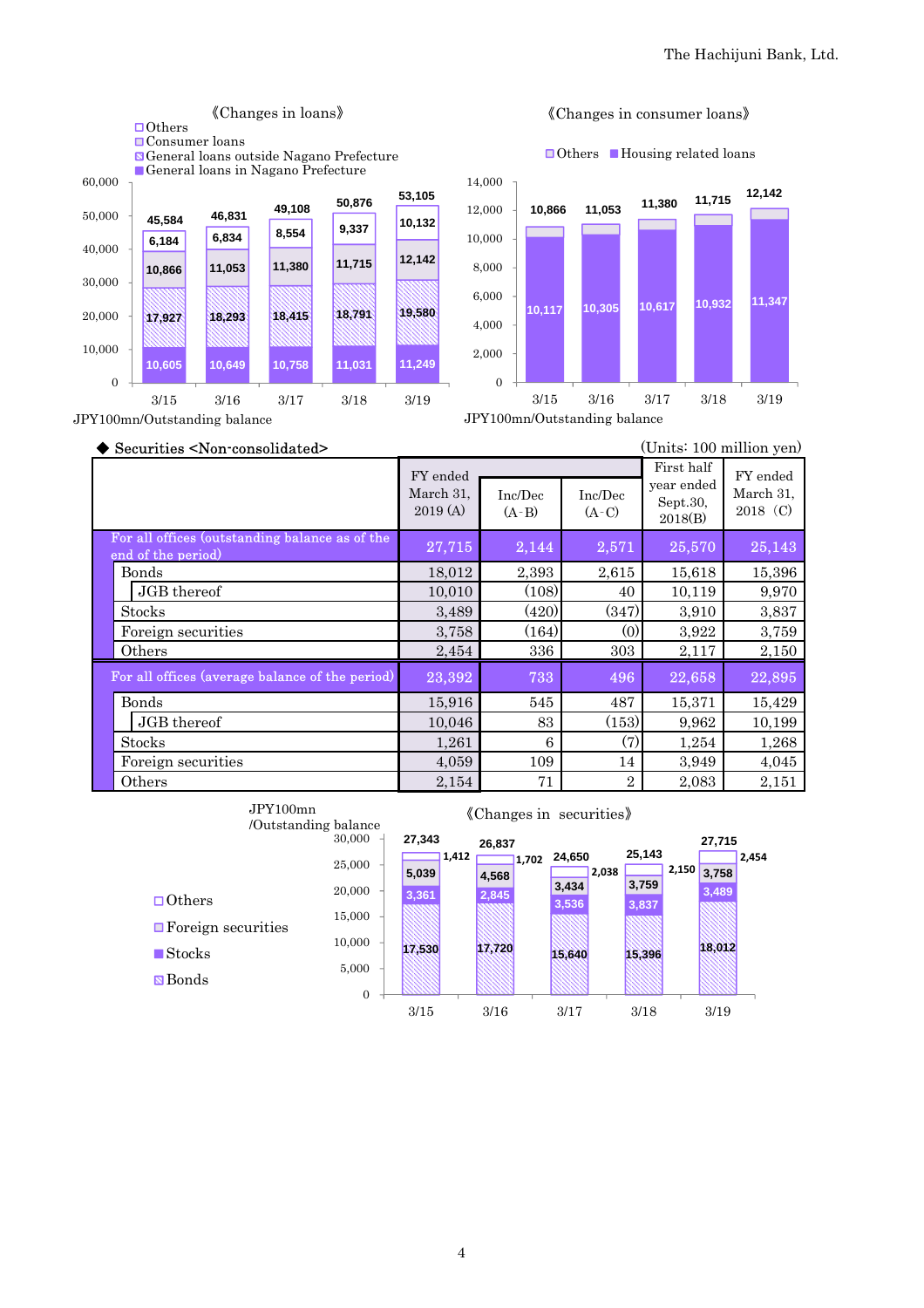《Changes in loans》

- Others
- Consumer loans
- General loans outside Nagano Prefecture
- General loans in Nagano Prefecture

| | 3/15 | 3/16 | 3/17 | 3/18 | 3/19 |
|---|---|---|---|---|---|
| Others | 6,184 | 6,834 | 8,554 | 9,337 | 10,132 |
| Consumer loans | 10,866 | 11,053 | 11,380 | 11,715 | 12,142 |
| General loans outside Nagano Prefecture | 17,927 | 18,293 | 18,415 | 18,791 | 19,580 |
| General loans in Nagano Prefecture | 10,605 | 10,649 | 10,758 | 11,031 | 11,249 |
| Total | 45,584 | 46,831 | 49,108 | 50,876 | 53,105 |

JPY100mn/Outstanding balance

《Changes in consumer loans》

- Others
- Housing related loans

| | 3/15 | 3/16 | 3/17 | 3/18 | 3/19 |
|---|---|---|---|---|---|
| Housing related loans | 10,117 | 10,305 | 10,617 | 10,932 | 11,347 |
| Total | 10,866 | 11,053 | 11,380 | 11,715 | 12,142 |

JPY100mn/Outstanding balance

◆ Securities <Non-consolidated>

(Units: 100 million yen)

| | FY ended March 31, 2019 (A) | Inc/Dec (A-B) | Inc/Dec (A-C) | First half year ended Sept.30, 2018(B) | FY ended March 31, 2018 (C) |
|---|---|---|---|---|---|
| For all offices (outstanding balance as of the end of the period) | 27,715 | 2,144 | 2,571 | 25,570 | 25,143 |
| Bonds | 18,012 | 2,393 | 2,615 | 15,618 | 15,396 |
| JGB thereof | 10,010 | (108) | 40 | 10,119 | 9,970 |
| Stocks | 3,489 | (420) | (347) | 3,910 | 3,837 |
| Foreign securities | 3,758 | (164) | (0) | 3,922 | 3,759 |
| Others | 2,454 | 336 | 303 | 2,117 | 2,150 |
| For all offices (average balance of the period) | 23,392 | 733 | 496 | 22,658 | 22,895 |
| Bonds | 15,916 | 545 | 487 | 15,371 | 15,429 |
| JGB thereof | 10,046 | 83 | (153) | 9,962 | 10,199 |
| Stocks | 1,261 | 6 | (7) | 1,254 | 1,268 |
| Foreign securities | 4,059 | 109 | 14 | 3,949 | 4,045 |
| Others | 2,154 | 71 | 2 | 2,083 | 2,151 |

《Changes in securities》

JPY100mn /Outstanding balance

- Others
- Foreign securities
- Stocks
- Bonds

| | 3/15 | 3/16 | 3/17 | 3/18 | 3/19 |
|---|---|---|---|---|---|
| Others | 1,412 | 1,702 | 2,038 | 2,150 | 2,454 |
| Foreign securities | 5,039 | 4,568 | 3,434 | 3,759 | 3,758 |
| Stocks | 3,361 | 2,845 | 3,536 | 3,837 | 3,489 |
| Bonds | 17,530 | 17,720 | 15,640 | 15,396 | 18,012 |
| Total | 27,343 | 26,837 | 24,650 | 25,143 | 27,715 |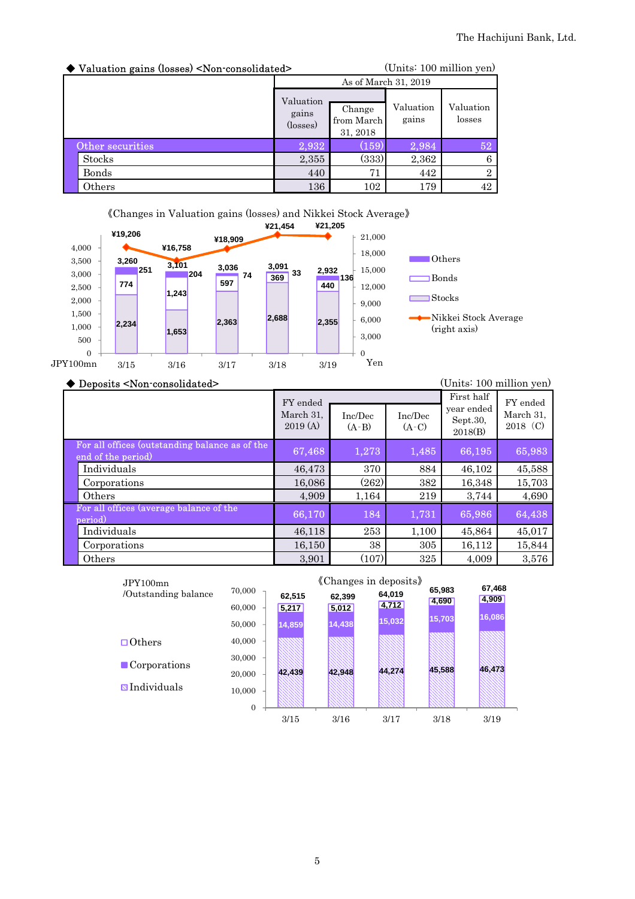◆ Valuation gains (losses) <Non-consolidated>

(Units: 100 million yen)

| | As of March 31, 2019 | | | |
|---|---|---|---|---|
| | Valuation gains (losses) | Change from March 31, 2018 | Valuation gains | Valuation losses |
| Other securities | 2,932 | (159) | 2,984 | 52 |
| Stocks | 2,355 | (333) | 2,362 | 6 |
| Bonds | 440 | 71 | 442 | 2 |
| Others | 136 | 102 | 179 | 42 |

《Changes in Valuation gains (losses) and Nikkei Stock Average》

JPY100mn / Yen

| | 3/15 | 3/16 | 3/17 | 3/18 | 3/19 |
|---|---|---|---|---|---|
| Stocks | 2,234 | 1,653 | 2,363 | 2,688 | 2,355 |
| Bonds | 774 | 1,243 | 597 | 369 | 440 |
| Others | 251 | 204 | 74 | 33 | 136 |
| Total | 3,260 | 3,101 | 3,036 | 3,091 | 2,932 |
| Nikkei Stock Average (right axis) | ¥19,206 | ¥16,758 | ¥18,909 | ¥21,454 | ¥21,205 |

◆ Deposits <Non-consolidated>

(Units: 100 million yen)

| | FY ended March 31, 2019 (A) | Inc/Dec (A-B) | Inc/Dec (A-C) | First half year ended Sept.30, 2018(B) | FY ended March 31, 2018 (C) |
|---|---|---|---|---|---|
| For all offices (outstanding balance as of the end of the period) | 67,468 | 1,273 | 1,485 | 66,195 | 65,983 |
| Individuals | 46,473 | 370 | 884 | 46,102 | 45,588 |
| Corporations | 16,086 | (262) | 382 | 16,348 | 15,703 |
| Others | 4,909 | 1,164 | 219 | 3,744 | 4,690 |
| For all offices (average balance of the period) | 66,170 | 184 | 1,731 | 65,986 | 64,438 |
| Individuals | 46,118 | 253 | 1,100 | 45,864 | 45,017 |
| Corporations | 16,150 | 38 | 305 | 16,112 | 15,844 |
| Others | 3,901 | (107) | 325 | 4,009 | 3,576 |

《Changes in deposits》

JPY100mn /Outstanding balance

| | 3/15 | 3/16 | 3/17 | 3/18 | 3/19 |
|---|---|---|---|---|---|
| Individuals | 42,439 | 42,948 | 44,274 | 45,588 | 46,473 |
| Corporations | 14,859 | 14,438 | 15,032 | 15,703 | 16,086 |
| Others | 5,217 | 5,012 | 4,712 | 4,690 | 4,909 |
| Total | 62,515 | 62,399 | 64,019 | 65,983 | 67,468 |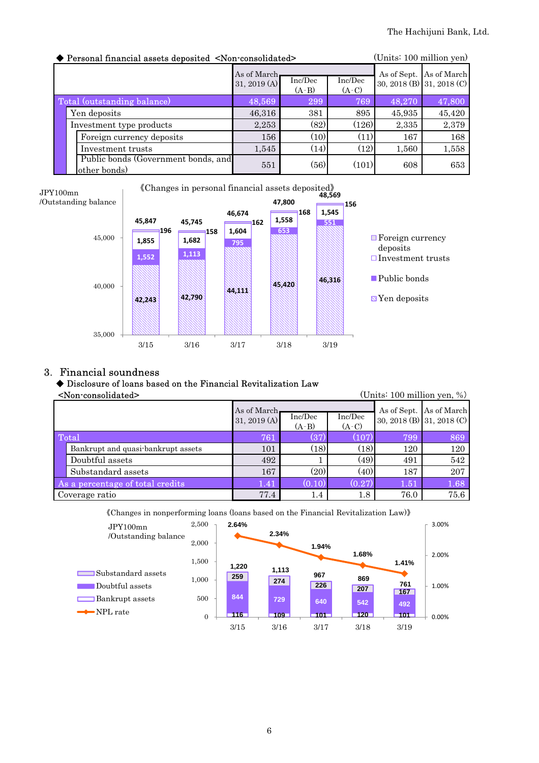◆ Personal financial assets deposited <Non-consolidated>

(Units: 100 million yen)

| | As of March 31, 2019 (A) | Inc/Dec (A-B) | Inc/Dec (A-C) | As of Sept. 30, 2018 (B) | As of March 31, 2018 (C) |
|---|---|---|---|---|---|
| Total (outstanding balance) | 48,569 | 299 | 769 | 48,270 | 47,800 |
| Yen deposits | 46,316 | 381 | 895 | 45,935 | 45,420 |
| Investment type products | 2,253 | (82) | (126) | 2,335 | 2,379 |
| Foreign currency deposits | 156 | (10) | (11) | 167 | 168 |
| Investment trusts | 1,545 | (14) | (12) | 1,560 | 1,558 |
| Public bonds (Government bonds, and other bonds) | 551 | (56) | (101) | 608 | 653 |

《Changes in personal financial assets deposited》

JPY100mn /Outstanding balance

| | 3/15 | 3/16 | 3/17 | 3/18 | 3/19 |
|---|---|---|---|---|---|
| Total | 45,847 | 45,745 | 46,674 | 47,800 | 48,569 |
| Foreign currency deposits | 196 | 158 | 162 | 168 | 156 |
| Investment trusts | 1,855 | 1,682 | 1,604 | 1,558 | 1,545 |
| Public bonds | 1,552 | 1,113 | 795 | 653 | 551 |
| Yen deposits | 42,243 | 42,790 | 44,111 | 45,420 | 46,316 |

## 3. Financial soundness

◆ Disclosure of loans based on the Financial Revitalization Law <Non-consolidated>

(Units: 100 million yen, %)

| | As of March 31, 2019 (A) | Inc/Dec (A-B) | Inc/Dec (A-C) | As of Sept. 30, 2018 (B) | As of March 31, 2018 (C) |
|---|---|---|---|---|---|
| Total | 761 | (37) | (107) | 799 | 869 |
| Bankrupt and quasi-bankrupt assets | 101 | (18) | (18) | 120 | 120 |
| Doubtful assets | 492 | 1 | (49) | 491 | 542 |
| Substandard assets | 167 | (20) | (40) | 187 | 207 |
| As a percentage of total credits | 1.41 | (0.10) | (0.27) | 1.51 | 1.68 |
| Coverage ratio | 77.4 | 1.4 | 1.8 | 76.0 | 75.6 |

《Changes in nonperforming loans (loans based on the Financial Revitalization Law)》

JPY100mn /Outstanding balance

| | 3/15 | 3/16 | 3/17 | 3/18 | 3/19 |
|---|---|---|---|---|---|
| Total | 1,220 | 1,113 | 967 | 869 | 761 |
| Substandard assets | 259 | 274 | 226 | 207 | 167 |
| Doubtful assets | 844 | 729 | 640 | 542 | 492 |
| Bankrupt assets | 116 | 109 | 101 | 120 | 101 |
| NPL rate | 2.64% | 2.34% | 1.94% | 1.68% | 1.41% |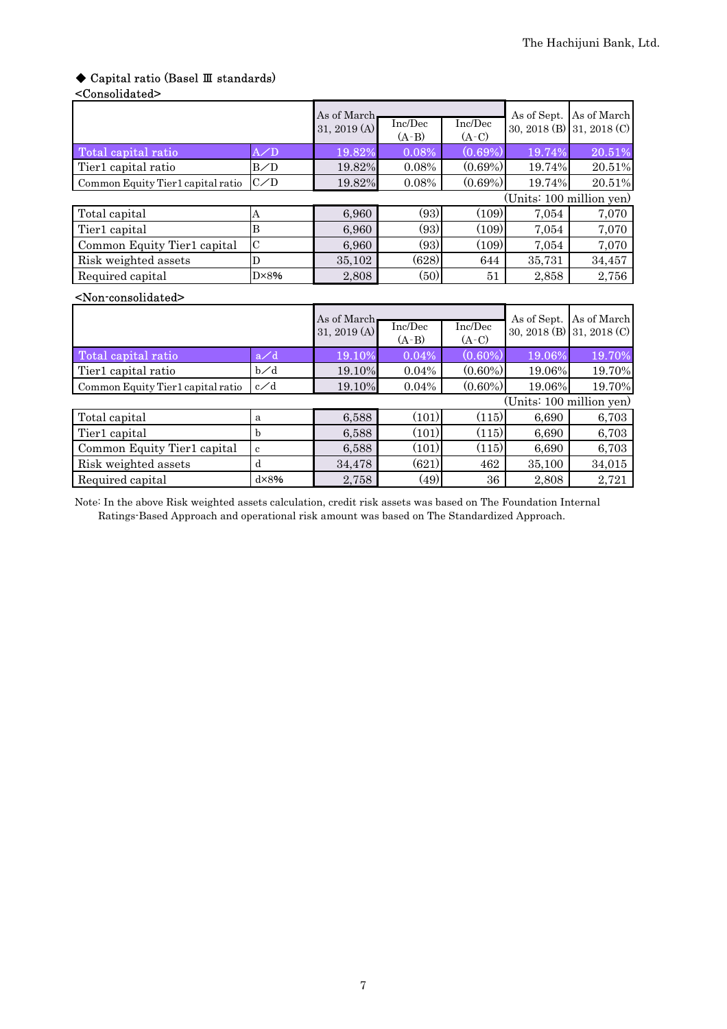### ◆ Capital ratio (Basel Ⅲ standards)

<Consolidated>

| | | As of March 31, 2019 (A) | Inc/Dec (A-B) | Inc/Dec (A-C) | As of Sept. 30, 2018 (B) | As of March 31, 2018 (C) |
|---|---|---|---|---|---|---|
| Total capital ratio | A／D | 19.82% | 0.08% | (0.69%) | 19.74% | 20.51% |
| Tier1 capital ratio | B／D | 19.82% | 0.08% | (0.69%) | 19.74% | 20.51% |
| Common Equity Tier1 capital ratio | C／D | 19.82% | 0.08% | (0.69%) | 19.74% | 20.51% |

(Units: 100 million yen)

| | | As of March 31, 2019 (A) | Inc/Dec (A-B) | Inc/Dec (A-C) | As of Sept. 30, 2018 (B) | As of March 31, 2018 (C) |
|---|---|---|---|---|---|---|
| Total capital | A | 6,960 | (93) | (109) | 7,054 | 7,070 |
| Tier1 capital | B | 6,960 | (93) | (109) | 7,054 | 7,070 |
| Common Equity Tier1 capital | C | 6,960 | (93) | (109) | 7,054 | 7,070 |
| Risk weighted assets | D | 35,102 | (628) | 644 | 35,731 | 34,457 |
| Required capital | D×8% | 2,808 | (50) | 51 | 2,858 | 2,756 |

<Non-consolidated>

| | | As of March 31, 2019 (A) | Inc/Dec (A-B) | Inc/Dec (A-C) | As of Sept. 30, 2018 (B) | As of March 31, 2018 (C) |
|---|---|---|---|---|---|---|
| Total capital ratio | a／d | 19.10% | 0.04% | (0.60%) | 19.06% | 19.70% |
| Tier1 capital ratio | b／d | 19.10% | 0.04% | (0.60%) | 19.06% | 19.70% |
| Common Equity Tier1 capital ratio | c／d | 19.10% | 0.04% | (0.60%) | 19.06% | 19.70% |

(Units: 100 million yen)

| | | As of March 31, 2019 (A) | Inc/Dec (A-B) | Inc/Dec (A-C) | As of Sept. 30, 2018 (B) | As of March 31, 2018 (C) |
|---|---|---|---|---|---|---|
| Total capital | a | 6,588 | (101) | (115) | 6,690 | 6,703 |
| Tier1 capital | b | 6,588 | (101) | (115) | 6,690 | 6,703 |
| Common Equity Tier1 capital | c | 6,588 | (101) | (115) | 6,690 | 6,703 |
| Risk weighted assets | d | 34,478 | (621) | 462 | 35,100 | 34,015 |
| Required capital | d×8% | 2,758 | (49) | 36 | 2,808 | 2,721 |

Note: In the above Risk weighted assets calculation, credit risk assets was based on The Foundation Internal Ratings-Based Approach and operational risk amount was based on The Standardized Approach.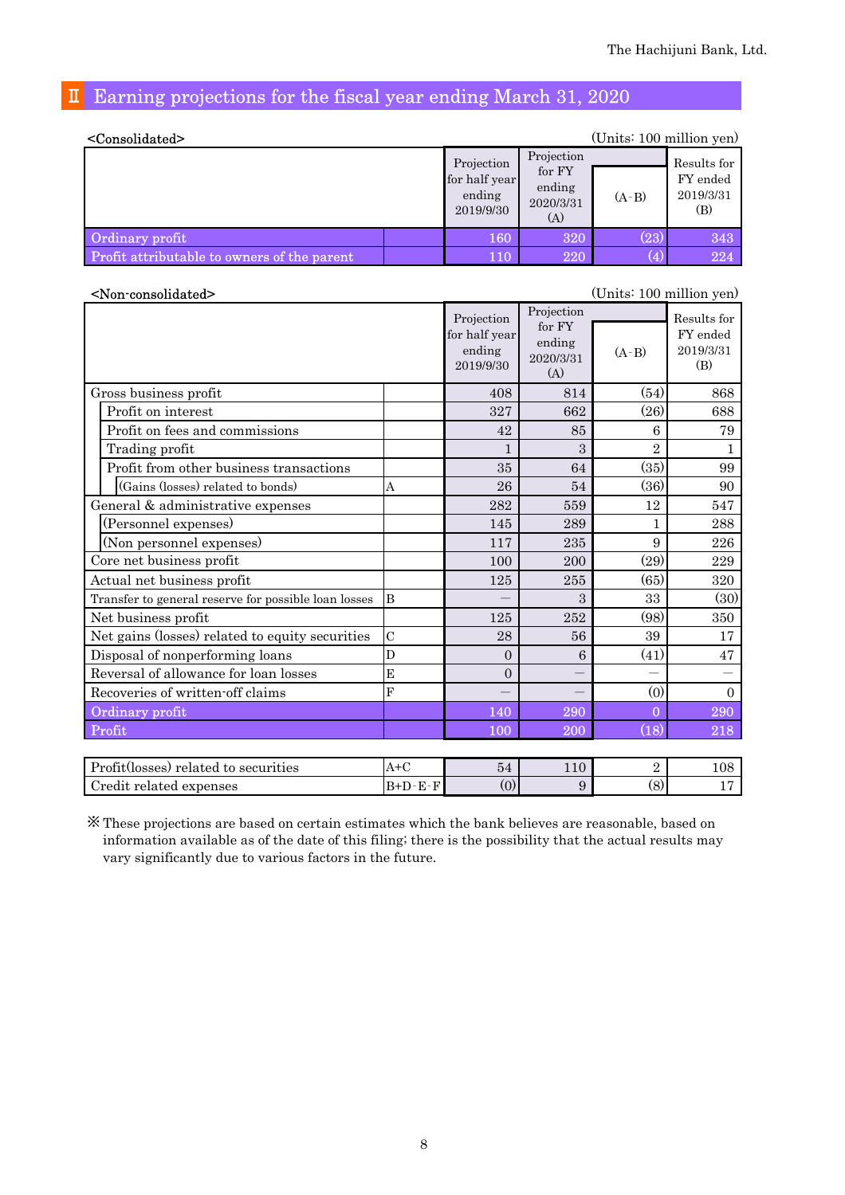## Ⅱ Earning projections for the fiscal year ending March 31, 2020

<Consolidated>

(Units: 100 million yen)

| | | Projection for half year ending 2019/9/30 | Projection for FY ending 2020/3/31 (A) | (A-B) | Results for FY ended 2019/3/31 (B) |
|---|---|---|---|---|---|
| Ordinary profit | | 160 | 320 | (23) | 343 |
| Profit attributable to owners of the parent | | 110 | 220 | (4) | 224 |

<Non-consolidated>

(Units: 100 million yen)

| | | Projection for half year ending 2019/9/30 | Projection for FY ending 2020/3/31 (A) | (A-B) | Results for FY ended 2019/3/31 (B) |
|---|---|---|---|---|---|
| Gross business profit | | 408 | 814 | (54) | 868 |
| Profit on interest | | 327 | 662 | (26) | 688 |
| Profit on fees and commissions | | 42 | 85 | 6 | 79 |
| Trading profit | | 1 | 3 | 2 | 1 |
| Profit from other business transactions | | 35 | 64 | (35) | 99 |
| (Gains (losses) related to bonds) | A | 26 | 54 | (36) | 90 |
| General & administrative expenses | | 282 | 559 | 12 | 547 |
| (Personnel expenses) | | 145 | 289 | 1 | 288 |
| (Non personnel expenses) | | 117 | 235 | 9 | 226 |
| Core net business profit | | 100 | 200 | (29) | 229 |
| Actual net business profit | | 125 | 255 | (65) | 320 |
| Transfer to general reserve for possible loan losses | B | — | 3 | 33 | (30) |
| Net business profit | | 125 | 252 | (98) | 350 |
| Net gains (losses) related to equity securities | C | 28 | 56 | 39 | 17 |
| Disposal of nonperforming loans | D | 0 | 6 | (41) | 47 |
| Reversal of allowance for loan losses | E | 0 | — | — | — |
| Recoveries of written-off claims | F | — | — | (0) | 0 |
| Ordinary profit | | 140 | 290 | 0 | 290 |
| Profit | | 100 | 200 | (18) | 218 |

| | | | | | |
|---|---|---|---|---|---|
| Profit(losses) related to securities | A+C | 54 | 110 | 2 | 108 |
| Credit related expenses | B+D-E-F | (0) | 9 | (8) | 17 |

※ These projections are based on certain estimates which the bank believes are reasonable, based on information available as of the date of this filing; there is the possibility that the actual results may vary significantly due to various factors in the future.